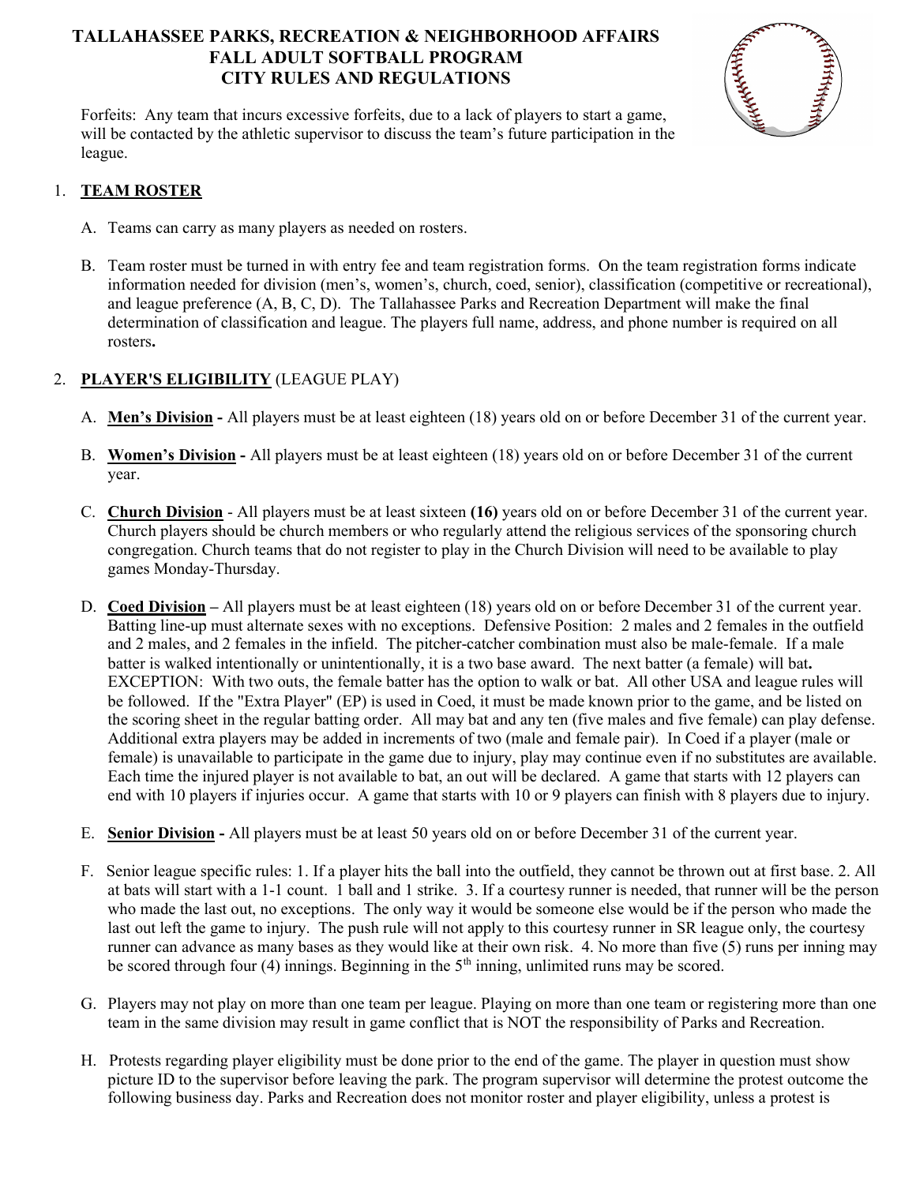# TALLAHASSEE PARKS, RECREATION & NEIGHBORHOOD AFFAIRS
## FALL ADULT SOFTBALL PROGRAM
## CITY RULES AND REGULATIONS

Forfeits: Any team that incurs excessive forfeits, due to a lack of players to start a game, will be contacted by the athletic supervisor to discuss the team's future participation in the league.

1. **TEAM ROSTER**

   A. Teams can carry as many players as needed on rosters.

   B. Team roster must be turned in with entry fee and team registration forms. On the team registration forms indicate information needed for division (men's, women's, church, coed, senior), classification (competitive or recreational), and league preference (A, B, C, D). The Tallahassee Parks and Recreation Department will make the final determination of classification and league. The players full name, address, and phone number is required on all rosters**.**

2. **PLAYER'S ELIGIBILITY** (LEAGUE PLAY)

   A. **Men's Division -** All players must be at least eighteen (18) years old on or before December 31 of the current year.

   B. **Women's Division -** All players must be at least eighteen (18) years old on or before December 31 of the current year.

   C. **Church Division** - All players must be at least sixteen **(16)** years old on or before December 31 of the current year. Church players should be church members or who regularly attend the religious services of the sponsoring church congregation. Church teams that do not register to play in the Church Division will need to be available to play games Monday-Thursday.

   D. **Coed Division –** All players must be at least eighteen (18) years old on or before December 31 of the current year. Batting line-up must alternate sexes with no exceptions. Defensive Position: 2 males and 2 females in the outfield and 2 males, and 2 females in the infield. The pitcher-catcher combination must also be male-female. If a male batter is walked intentionally or unintentionally, it is a two base award. The next batter (a female) will bat**.** EXCEPTION: With two outs, the female batter has the option to walk or bat. All other USA and league rules will be followed. If the "Extra Player" (EP) is used in Coed, it must be made known prior to the game, and be listed on the scoring sheet in the regular batting order. All may bat and any ten (five males and five female) can play defense. Additional extra players may be added in increments of two (male and female pair). In Coed if a player (male or female) is unavailable to participate in the game due to injury, play may continue even if no substitutes are available. Each time the injured player is not available to bat, an out will be declared. A game that starts with 12 players can end with 10 players if injuries occur. A game that starts with 10 or 9 players can finish with 8 players due to injury.

   E. **Senior Division -** All players must be at least 50 years old on or before December 31 of the current year.

   F. Senior league specific rules: 1. If a player hits the ball into the outfield, they cannot be thrown out at first base. 2. All at bats will start with a 1-1 count. 1 ball and 1 strike. 3. If a courtesy runner is needed, that runner will be the person who made the last out, no exceptions. The only way it would be someone else would be if the person who made the last out left the game to injury. The push rule will not apply to this courtesy runner in SR league only, the courtesy runner can advance as many bases as they would like at their own risk. 4. No more than five (5) runs per inning may be scored through four (4) innings. Beginning in the 5th inning, unlimited runs may be scored.

   G. Players may not play on more than one team per league. Playing on more than one team or registering more than one team in the same division may result in game conflict that is NOT the responsibility of Parks and Recreation.

   H. Protests regarding player eligibility must be done prior to the end of the game. The player in question must show picture ID to the supervisor before leaving the park. The program supervisor will determine the protest outcome the following business day. Parks and Recreation does not monitor roster and player eligibility, unless a protest is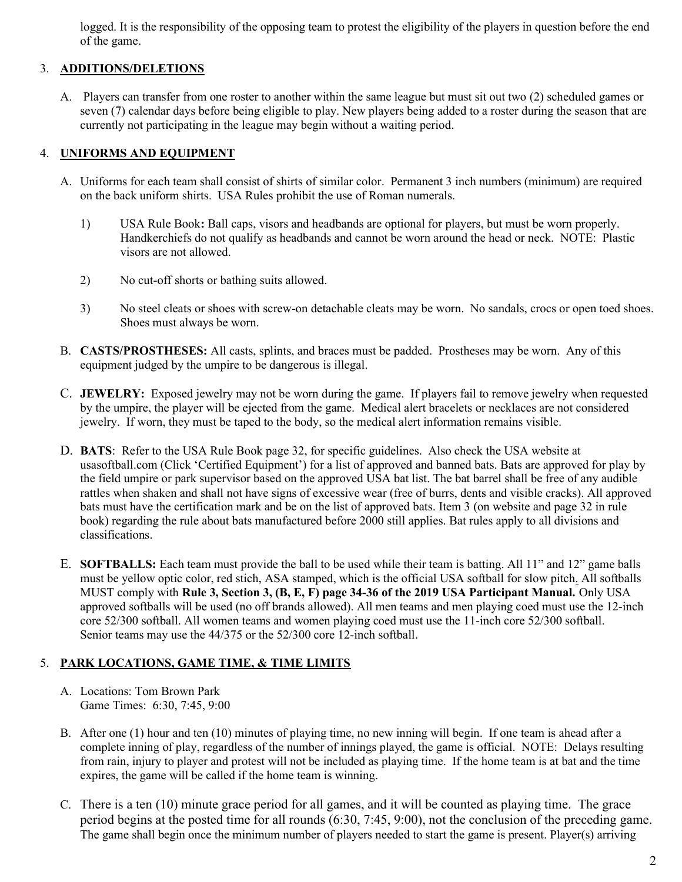logged. It is the responsibility of the opposing team to protest the eligibility of the players in question before the end of the game.

3. **ADDITIONS/DELETIONS**

   A. Players can transfer from one roster to another within the same league but must sit out two (2) scheduled games or seven (7) calendar days before being eligible to play. New players being added to a roster during the season that are currently not participating in the league may begin without a waiting period.

4. **UNIFORMS AND EQUIPMENT**

   A. Uniforms for each team shall consist of shirts of similar color. Permanent 3 inch numbers (minimum) are required on the back uniform shirts. USA Rules prohibit the use of Roman numerals.

      1) USA Rule Book**:** Ball caps, visors and headbands are optional for players, but must be worn properly. Handkerchiefs do not qualify as headbands and cannot be worn around the head or neck. NOTE: Plastic visors are not allowed.

      2) No cut-off shorts or bathing suits allowed.

      3) No steel cleats or shoes with screw-on detachable cleats may be worn. No sandals, crocs or open toed shoes. Shoes must always be worn.

   B. **CASTS/PROSTHESES:** All casts, splints, and braces must be padded. Prostheses may be worn. Any of this equipment judged by the umpire to be dangerous is illegal.

   C. **JEWELRY:** Exposed jewelry may not be worn during the game. If players fail to remove jewelry when requested by the umpire, the player will be ejected from the game. Medical alert bracelets or necklaces are not considered jewelry. If worn, they must be taped to the body, so the medical alert information remains visible.

   D. **BATS**: Refer to the USA Rule Book page 32, for specific guidelines. Also check the USA website at usasoftball.com (Click 'Certified Equipment') for a list of approved and banned bats. Bats are approved for play by the field umpire or park supervisor based on the approved USA bat list. The bat barrel shall be free of any audible rattles when shaken and shall not have signs of excessive wear (free of burrs, dents and visible cracks). All approved bats must have the certification mark and be on the list of approved bats. Item 3 (on website and page 32 in rule book) regarding the rule about bats manufactured before 2000 still applies. Bat rules apply to all divisions and classifications.

   E. **SOFTBALLS:** Each team must provide the ball to be used while their team is batting. All 11" and 12" game balls must be yellow optic color, red stich, ASA stamped, which is the official USA softball for slow pitch. All softballs MUST comply with **Rule 3, Section 3, (B, E, F) page 34-36 of the 2019 USA Participant Manual.** Only USA approved softballs will be used (no off brands allowed). All men teams and men playing coed must use the 12-inch core 52/300 softball. All women teams and women playing coed must use the 11-inch core 52/300 softball. Senior teams may use the 44/375 or the 52/300 core 12-inch softball.

5. **PARK LOCATIONS, GAME TIME, & TIME LIMITS**

   A. Locations: Tom Brown Park
      Game Times: 6:30, 7:45, 9:00

   B. After one (1) hour and ten (10) minutes of playing time, no new inning will begin. If one team is ahead after a complete inning of play, regardless of the number of innings played, the game is official. NOTE: Delays resulting from rain, injury to player and protest will not be included as playing time. If the home team is at bat and the time expires, the game will be called if the home team is winning.

   C. There is a ten (10) minute grace period for all games, and it will be counted as playing time. The grace period begins at the posted time for all rounds (6:30, 7:45, 9:00), not the conclusion of the preceding game. The game shall begin once the minimum number of players needed to start the game is present. Player(s) arriving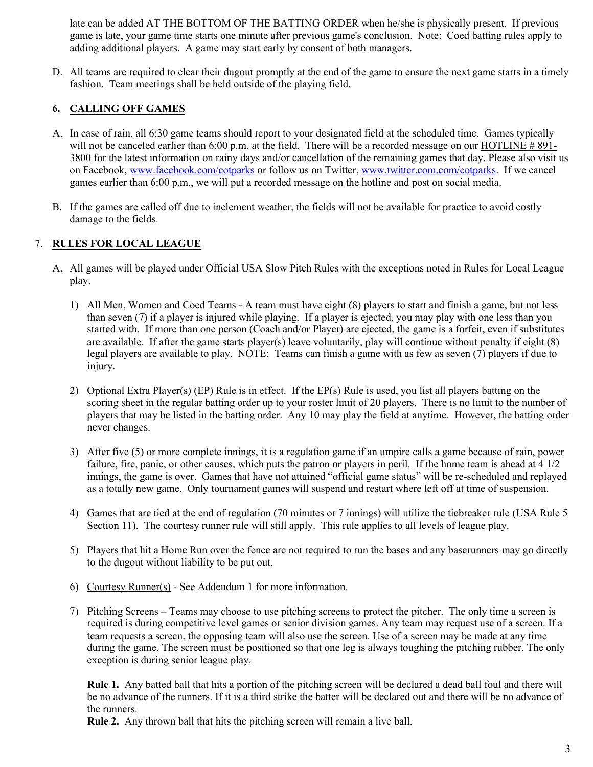late can be added AT THE BOTTOM OF THE BATTING ORDER when he/she is physically present. If previous game is late, your game time starts one minute after previous game's conclusion. Note: Coed batting rules apply to adding additional players. A game may start early by consent of both managers.

D. All teams are required to clear their dugout promptly at the end of the game to ensure the next game starts in a timely fashion. Team meetings shall be held outside of the playing field.

## 6. CALLING OFF GAMES

A. In case of rain, all 6:30 game teams should report to your designated field at the scheduled time. Games typically will not be canceled earlier than 6:00 p.m. at the field. There will be a recorded message on our HOTLINE # 891-3800 for the latest information on rainy days and/or cancellation of the remaining games that day. Please also visit us on Facebook, www.facebook.com/cotparks or follow us on Twitter, www.twitter.com.com/cotparks. If we cancel games earlier than 6:00 p.m., we will put a recorded message on the hotline and post on social media.

B. If the games are called off due to inclement weather, the fields will not be available for practice to avoid costly damage to the fields.

## 7. RULES FOR LOCAL LEAGUE

A. All games will be played under Official USA Slow Pitch Rules with the exceptions noted in Rules for Local League play.

1) All Men, Women and Coed Teams - A team must have eight (8) players to start and finish a game, but not less than seven (7) if a player is injured while playing. If a player is ejected, you may play with one less than you started with. If more than one person (Coach and/or Player) are ejected, the game is a forfeit, even if substitutes are available. If after the game starts player(s) leave voluntarily, play will continue without penalty if eight (8) legal players are available to play. NOTE: Teams can finish a game with as few as seven (7) players if due to injury.

2) Optional Extra Player(s) (EP) Rule is in effect. If the EP(s) Rule is used, you list all players batting on the scoring sheet in the regular batting order up to your roster limit of 20 players. There is no limit to the number of players that may be listed in the batting order. Any 10 may play the field at anytime. However, the batting order never changes.

3) After five (5) or more complete innings, it is a regulation game if an umpire calls a game because of rain, power failure, fire, panic, or other causes, which puts the patron or players in peril. If the home team is ahead at 4 1/2 innings, the game is over. Games that have not attained "official game status" will be re-scheduled and replayed as a totally new game. Only tournament games will suspend and restart where left off at time of suspension.

4) Games that are tied at the end of regulation (70 minutes or 7 innings) will utilize the tiebreaker rule (USA Rule 5 Section 11). The courtesy runner rule will still apply. This rule applies to all levels of league play.

5) Players that hit a Home Run over the fence are not required to run the bases and any baserunners may go directly to the dugout without liability to be put out.

6) Courtesy Runner(s) - See Addendum 1 for more information.

7) Pitching Screens – Teams may choose to use pitching screens to protect the pitcher. The only time a screen is required is during competitive level games or senior division games. Any team may request use of a screen. If a team requests a screen, the opposing team will also use the screen. Use of a screen may be made at any time during the game. The screen must be positioned so that one leg is always toughing the pitching rubber. The only exception is during senior league play.

**Rule 1.** Any batted ball that hits a portion of the pitching screen will be declared a dead ball foul and there will be no advance of the runners. If it is a third strike the batter will be declared out and there will be no advance of the runners.
**Rule 2.** Any thrown ball that hits the pitching screen will remain a live ball.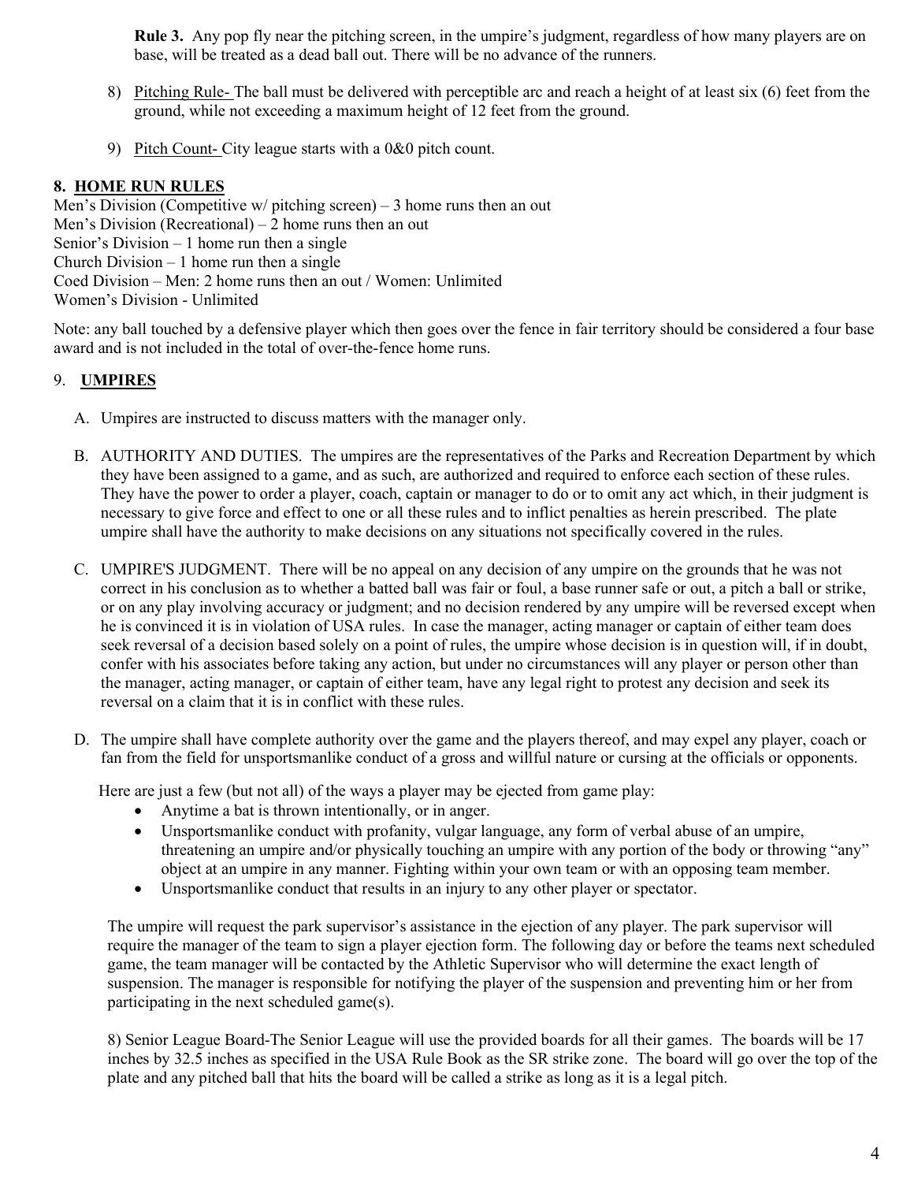**Rule 3.** Any pop fly near the pitching screen, in the umpire's judgment, regardless of how many players are on base, will be treated as a dead ball out. There will be no advance of the runners.

8) Pitching Rule- The ball must be delivered with perceptible arc and reach a height of at least six (6) feet from the ground, while not exceeding a maximum height of 12 feet from the ground.

9) Pitch Count- City league starts with a 0&0 pitch count.

## 8. HOME RUN RULES

Men's Division (Competitive w/ pitching screen) – 3 home runs then an out
Men's Division (Recreational) – 2 home runs then an out
Senior's Division – 1 home run then a single
Church Division – 1 home run then a single
Coed Division – Men: 2 home runs then an out / Women: Unlimited
Women's Division - Unlimited

Note: any ball touched by a defensive player which then goes over the fence in fair territory should be considered a four base award and is not included in the total of over-the-fence home runs.

## 9. UMPIRES

A. Umpires are instructed to discuss matters with the manager only.

B. AUTHORITY AND DUTIES. The umpires are the representatives of the Parks and Recreation Department by which they have been assigned to a game, and as such, are authorized and required to enforce each section of these rules. They have the power to order a player, coach, captain or manager to do or to omit any act which, in their judgment is necessary to give force and effect to one or all these rules and to inflict penalties as herein prescribed. The plate umpire shall have the authority to make decisions on any situations not specifically covered in the rules.

C. UMPIRE'S JUDGMENT. There will be no appeal on any decision of any umpire on the grounds that he was not correct in his conclusion as to whether a batted ball was fair or foul, a base runner safe or out, a pitch a ball or strike, or on any play involving accuracy or judgment; and no decision rendered by any umpire will be reversed except when he is convinced it is in violation of USA rules. In case the manager, acting manager or captain of either team does seek reversal of a decision based solely on a point of rules, the umpire whose decision is in question will, if in doubt, confer with his associates before taking any action, but under no circumstances will any player or person other than the manager, acting manager, or captain of either team, have any legal right to protest any decision and seek its reversal on a claim that it is in conflict with these rules.

D. The umpire shall have complete authority over the game and the players thereof, and may expel any player, coach or fan from the field for unsportsmanlike conduct of a gross and willful nature or cursing at the officials or opponents.

Here are just a few (but not all) of the ways a player may be ejected from game play:

- Anytime a bat is thrown intentionally, or in anger.
- Unsportsmanlike conduct with profanity, vulgar language, any form of verbal abuse of an umpire, threatening an umpire and/or physically touching an umpire with any portion of the body or throwing "any" object at an umpire in any manner. Fighting within your own team or with an opposing team member.
- Unsportsmanlike conduct that results in an injury to any other player or spectator.

The umpire will request the park supervisor's assistance in the ejection of any player. The park supervisor will require the manager of the team to sign a player ejection form. The following day or before the teams next scheduled game, the team manager will be contacted by the Athletic Supervisor who will determine the exact length of suspension. The manager is responsible for notifying the player of the suspension and preventing him or her from participating in the next scheduled game(s).

8) Senior League Board-The Senior League will use the provided boards for all their games. The boards will be 17 inches by 32.5 inches as specified in the USA Rule Book as the SR strike zone. The board will go over the top of the plate and any pitched ball that hits the board will be called a strike as long as it is a legal pitch.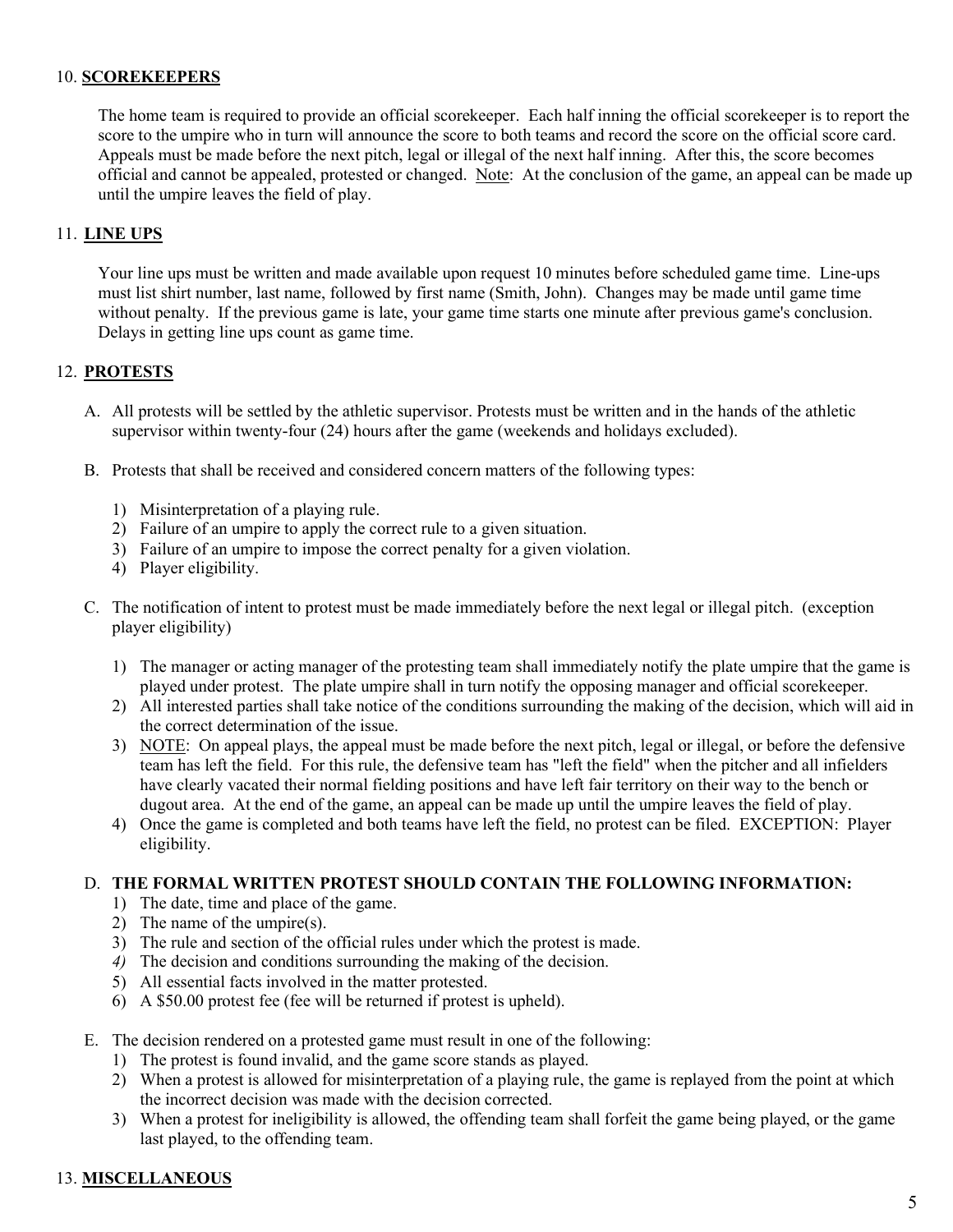## 10. SCOREKEEPERS

The home team is required to provide an official scorekeeper. Each half inning the official scorekeeper is to report the score to the umpire who in turn will announce the score to both teams and record the score on the official score card. Appeals must be made before the next pitch, legal or illegal of the next half inning. After this, the score becomes official and cannot be appealed, protested or changed. Note: At the conclusion of the game, an appeal can be made up until the umpire leaves the field of play.

## 11. LINE UPS

Your line ups must be written and made available upon request 10 minutes before scheduled game time. Line-ups must list shirt number, last name, followed by first name (Smith, John). Changes may be made until game time without penalty. If the previous game is late, your game time starts one minute after previous game's conclusion. Delays in getting line ups count as game time.

## 12. PROTESTS

A. All protests will be settled by the athletic supervisor. Protests must be written and in the hands of the athletic supervisor within twenty-four (24) hours after the game (weekends and holidays excluded).

B. Protests that shall be received and considered concern matters of the following types:

1) Misinterpretation of a playing rule.
2) Failure of an umpire to apply the correct rule to a given situation.
3) Failure of an umpire to impose the correct penalty for a given violation.
4) Player eligibility.

C. The notification of intent to protest must be made immediately before the next legal or illegal pitch. (exception player eligibility)

1) The manager or acting manager of the protesting team shall immediately notify the plate umpire that the game is played under protest. The plate umpire shall in turn notify the opposing manager and official scorekeeper.
2) All interested parties shall take notice of the conditions surrounding the making of the decision, which will aid in the correct determination of the issue.
3) NOTE: On appeal plays, the appeal must be made before the next pitch, legal or illegal, or before the defensive team has left the field. For this rule, the defensive team has "left the field" when the pitcher and all infielders have clearly vacated their normal fielding positions and have left fair territory on their way to the bench or dugout area. At the end of the game, an appeal can be made up until the umpire leaves the field of play.
4) Once the game is completed and both teams have left the field, no protest can be filed. EXCEPTION: Player eligibility.

D. **THE FORMAL WRITTEN PROTEST SHOULD CONTAIN THE FOLLOWING INFORMATION:**

1) The date, time and place of the game.
2) The name of the umpire(s).
3) The rule and section of the official rules under which the protest is made.
4) The decision and conditions surrounding the making of the decision.
5) All essential facts involved in the matter protested.
6) A $50.00 protest fee (fee will be returned if protest is upheld).

E. The decision rendered on a protested game must result in one of the following:

1) The protest is found invalid, and the game score stands as played.
2) When a protest is allowed for misinterpretation of a playing rule, the game is replayed from the point at which the incorrect decision was made with the decision corrected.
3) When a protest for ineligibility is allowed, the offending team shall forfeit the game being played, or the game last played, to the offending team.

## 13. MISCELLANEOUS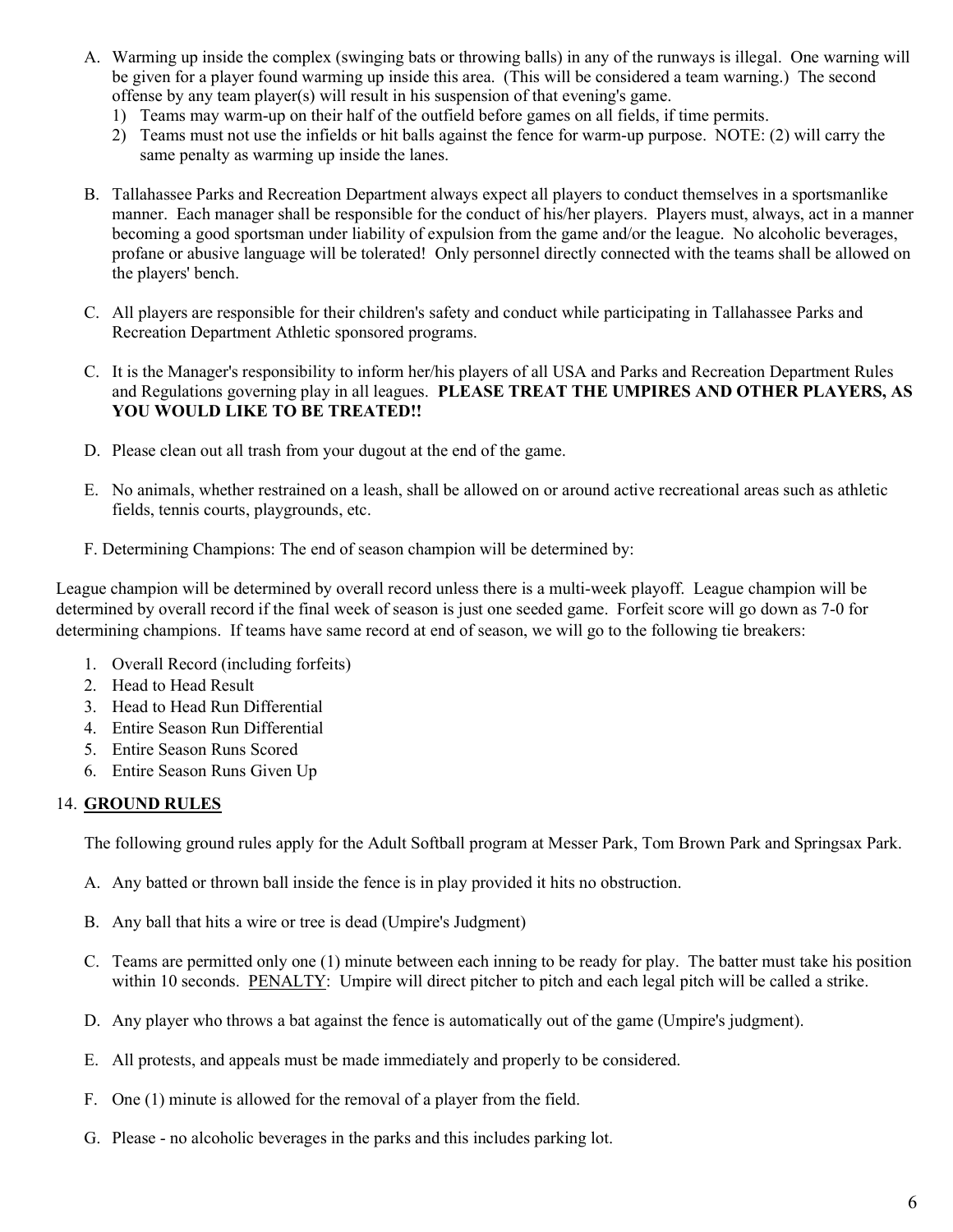A. Warming up inside the complex (swinging bats or throwing balls) in any of the runways is illegal. One warning will be given for a player found warming up inside this area. (This will be considered a team warning.) The second offense by any team player(s) will result in his suspension of that evening's game.
   1) Teams may warm-up on their half of the outfield before games on all fields, if time permits.
   2) Teams must not use the infields or hit balls against the fence for warm-up purpose. NOTE: (2) will carry the same penalty as warming up inside the lanes.

B. Tallahassee Parks and Recreation Department always expect all players to conduct themselves in a sportsmanlike manner. Each manager shall be responsible for the conduct of his/her players. Players must, always, act in a manner becoming a good sportsman under liability of expulsion from the game and/or the league. No alcoholic beverages, profane or abusive language will be tolerated! Only personnel directly connected with the teams shall be allowed on the players' bench.

C. All players are responsible for their children's safety and conduct while participating in Tallahassee Parks and Recreation Department Athletic sponsored programs.

C. It is the Manager's responsibility to inform her/his players of all USA and Parks and Recreation Department Rules and Regulations governing play in all leagues. **PLEASE TREAT THE UMPIRES AND OTHER PLAYERS, AS YOU WOULD LIKE TO BE TREATED!!**

D. Please clean out all trash from your dugout at the end of the game.

E. No animals, whether restrained on a leash, shall be allowed on or around active recreational areas such as athletic fields, tennis courts, playgrounds, etc.

F. Determining Champions: The end of season champion will be determined by:

League champion will be determined by overall record unless there is a multi-week playoff. League champion will be determined by overall record if the final week of season is just one seeded game. Forfeit score will go down as 7-0 for determining champions. If teams have same record at end of season, we will go to the following tie breakers:

1. Overall Record (including forfeits)
2. Head to Head Result
3. Head to Head Run Differential
4. Entire Season Run Differential
5. Entire Season Runs Scored
6. Entire Season Runs Given Up

## 14. GROUND RULES

The following ground rules apply for the Adult Softball program at Messer Park, Tom Brown Park and Springsax Park.

A. Any batted or thrown ball inside the fence is in play provided it hits no obstruction.

B. Any ball that hits a wire or tree is dead (Umpire's Judgment)

C. Teams are permitted only one (1) minute between each inning to be ready for play. The batter must take his position within 10 seconds. PENALTY: Umpire will direct pitcher to pitch and each legal pitch will be called a strike.

D. Any player who throws a bat against the fence is automatically out of the game (Umpire's judgment).

E. All protests, and appeals must be made immediately and properly to be considered.

F. One (1) minute is allowed for the removal of a player from the field.

G. Please - no alcoholic beverages in the parks and this includes parking lot.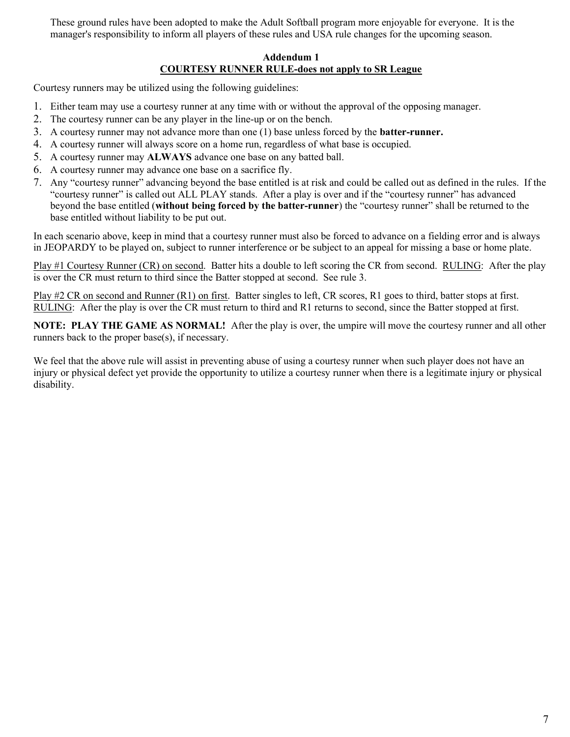These ground rules have been adopted to make the Adult Softball program more enjoyable for everyone. It is the manager's responsibility to inform all players of these rules and USA rule changes for the upcoming season.

## Addendum 1
## COURTESY RUNNER RULE-does not apply to SR League

Courtesy runners may be utilized using the following guidelines:

1. Either team may use a courtesy runner at any time with or without the approval of the opposing manager.
2. The courtesy runner can be any player in the line-up or on the bench.
3. A courtesy runner may not advance more than one (1) base unless forced by the **batter-runner.**
4. A courtesy runner will always score on a home run, regardless of what base is occupied.
5. A courtesy runner may **ALWAYS** advance one base on any batted ball.
6. A courtesy runner may advance one base on a sacrifice fly.
7. Any "courtesy runner" advancing beyond the base entitled is at risk and could be called out as defined in the rules. If the "courtesy runner" is called out ALL PLAY stands. After a play is over and if the "courtesy runner" has advanced beyond the base entitled (**without being forced by the batter-runner**) the "courtesy runner" shall be returned to the base entitled without liability to be put out.

In each scenario above, keep in mind that a courtesy runner must also be forced to advance on a fielding error and is always in JEOPARDY to be played on, subject to runner interference or be subject to an appeal for missing a base or home plate.

Play #1 Courtesy Runner (CR) on second. Batter hits a double to left scoring the CR from second. RULING: After the play is over the CR must return to third since the Batter stopped at second. See rule 3.

Play #2 CR on second and Runner (R1) on first. Batter singles to left, CR scores, R1 goes to third, batter stops at first. RULING: After the play is over the CR must return to third and R1 returns to second, since the Batter stopped at first.

**NOTE: PLAY THE GAME AS NORMAL!** After the play is over, the umpire will move the courtesy runner and all other runners back to the proper base(s), if necessary.

We feel that the above rule will assist in preventing abuse of using a courtesy runner when such player does not have an injury or physical defect yet provide the opportunity to utilize a courtesy runner when there is a legitimate injury or physical disability.